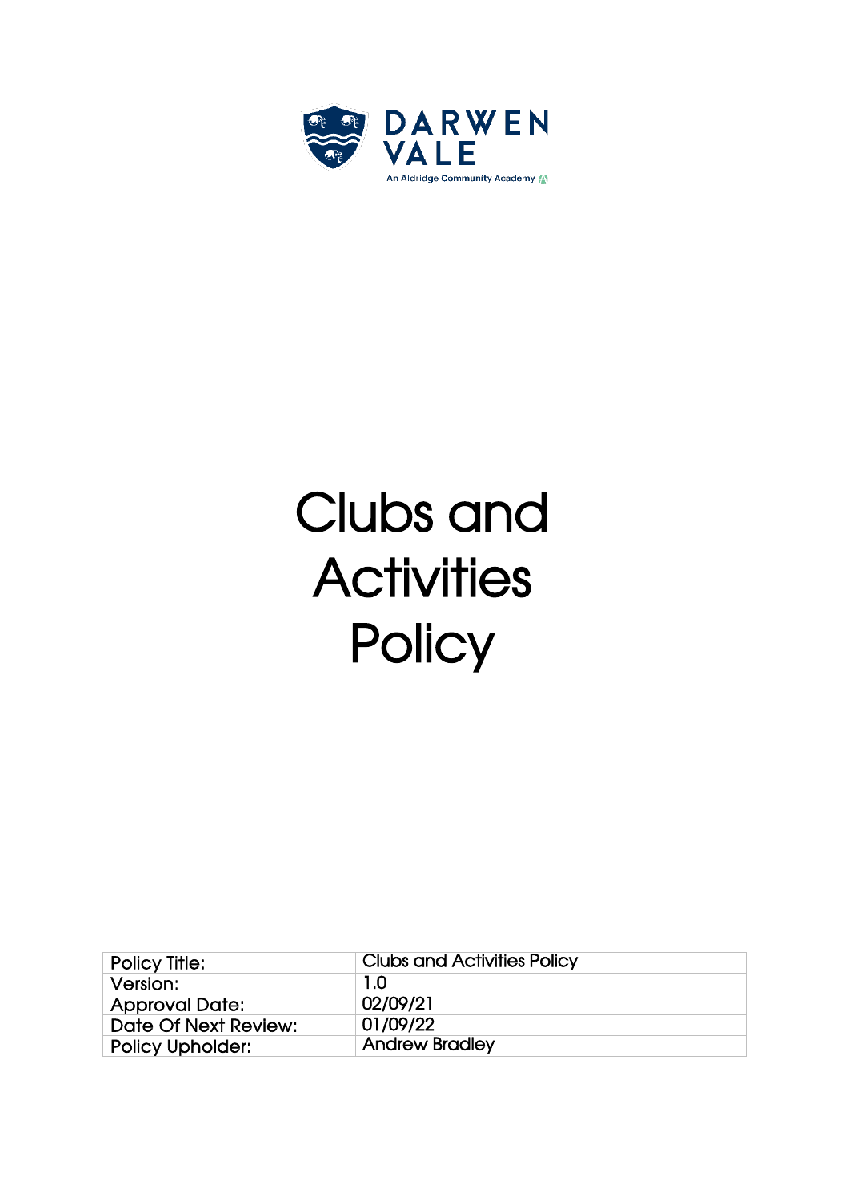DARWEN VALE

An Aldridge Community Academy

# Clubs and Activities Policy

| Policy Title: | Clubs and Activities Policy |
|---|---|
| Version: | 1.0 |
| Approval Date: | 02/09/21 |
| Date Of Next Review: | 01/09/22 |
| Policy Upholder: | Andrew Bradley |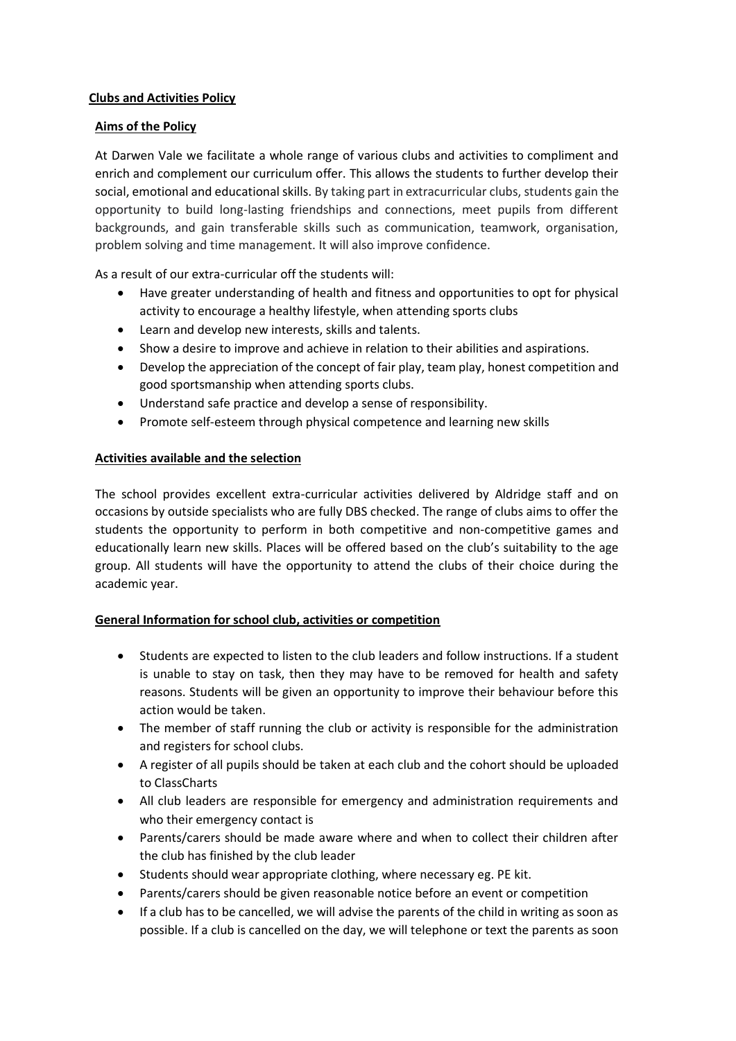**Clubs and Activities Policy**

**Aims of the Policy**

At Darwen Vale we facilitate a whole range of various clubs and activities to compliment and enrich and complement our curriculum offer. This allows the students to further develop their social, emotional and educational skills. By taking part in extracurricular clubs, students gain the opportunity to build long-lasting friendships and connections, meet pupils from different backgrounds, and gain transferable skills such as communication, teamwork, organisation, problem solving and time management. It will also improve confidence.

As a result of our extra-curricular off the students will:

- Have greater understanding of health and fitness and opportunities to opt for physical activity to encourage a healthy lifestyle, when attending sports clubs
- Learn and develop new interests, skills and talents.
- Show a desire to improve and achieve in relation to their abilities and aspirations.
- Develop the appreciation of the concept of fair play, team play, honest competition and good sportsmanship when attending sports clubs.
- Understand safe practice and develop a sense of responsibility.
- Promote self-esteem through physical competence and learning new skills

**Activities available and the selection**

The school provides excellent extra-curricular activities delivered by Aldridge staff and on occasions by outside specialists who are fully DBS checked. The range of clubs aims to offer the students the opportunity to perform in both competitive and non-competitive games and educationally learn new skills. Places will be offered based on the club's suitability to the age group. All students will have the opportunity to attend the clubs of their choice during the academic year.

**General Information for school club, activities or competition**

- Students are expected to listen to the club leaders and follow instructions. If a student is unable to stay on task, then they may have to be removed for health and safety reasons. Students will be given an opportunity to improve their behaviour before this action would be taken.
- The member of staff running the club or activity is responsible for the administration and registers for school clubs.
- A register of all pupils should be taken at each club and the cohort should be uploaded to ClassCharts
- All club leaders are responsible for emergency and administration requirements and who their emergency contact is
- Parents/carers should be made aware where and when to collect their children after the club has finished by the club leader
- Students should wear appropriate clothing, where necessary eg. PE kit.
- Parents/carers should be given reasonable notice before an event or competition
- If a club has to be cancelled, we will advise the parents of the child in writing as soon as possible. If a club is cancelled on the day, we will telephone or text the parents as soon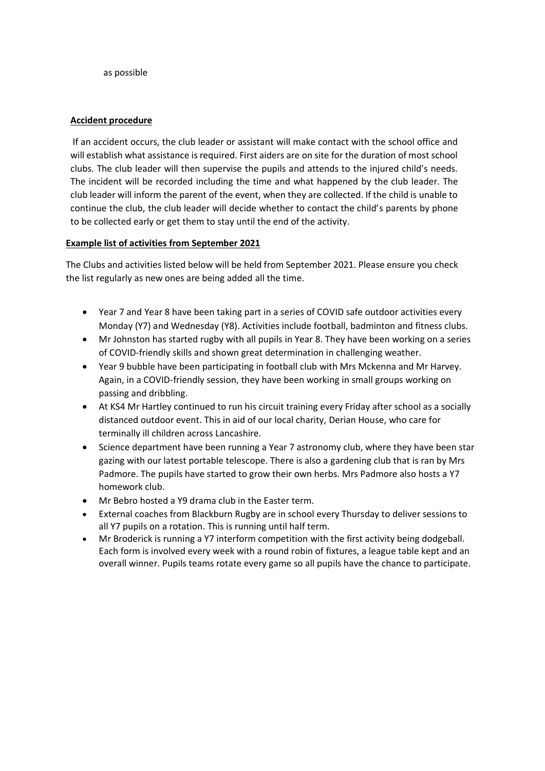as possible

**Accident procedure**

If an accident occurs, the club leader or assistant will make contact with the school office and will establish what assistance is required. First aiders are on site for the duration of most school clubs. The club leader will then supervise the pupils and attends to the injured child's needs. The incident will be recorded including the time and what happened by the club leader. The club leader will inform the parent of the event, when they are collected. If the child is unable to continue the club, the club leader will decide whether to contact the child's parents by phone to be collected early or get them to stay until the end of the activity.

**Example list of activities from September 2021**

The Clubs and activities listed below will be held from September 2021. Please ensure you check the list regularly as new ones are being added all the time.

- Year 7 and Year 8 have been taking part in a series of COVID safe outdoor activities every Monday (Y7) and Wednesday (Y8). Activities include football, badminton and fitness clubs.
- Mr Johnston has started rugby with all pupils in Year 8. They have been working on a series of COVID-friendly skills and shown great determination in challenging weather.
- Year 9 bubble have been participating in football club with Mrs Mckenna and Mr Harvey. Again, in a COVID-friendly session, they have been working in small groups working on passing and dribbling.
- At KS4 Mr Hartley continued to run his circuit training every Friday after school as a socially distanced outdoor event. This in aid of our local charity, Derian House, who care for terminally ill children across Lancashire.
- Science department have been running a Year 7 astronomy club, where they have been star gazing with our latest portable telescope. There is also a gardening club that is ran by Mrs Padmore. The pupils have started to grow their own herbs. Mrs Padmore also hosts a Y7 homework club.
- Mr Bebro hosted a Y9 drama club in the Easter term.
- External coaches from Blackburn Rugby are in school every Thursday to deliver sessions to all Y7 pupils on a rotation. This is running until half term.
- Mr Broderick is running a Y7 interform competition with the first activity being dodgeball. Each form is involved every week with a round robin of fixtures, a league table kept and an overall winner. Pupils teams rotate every game so all pupils have the chance to participate.